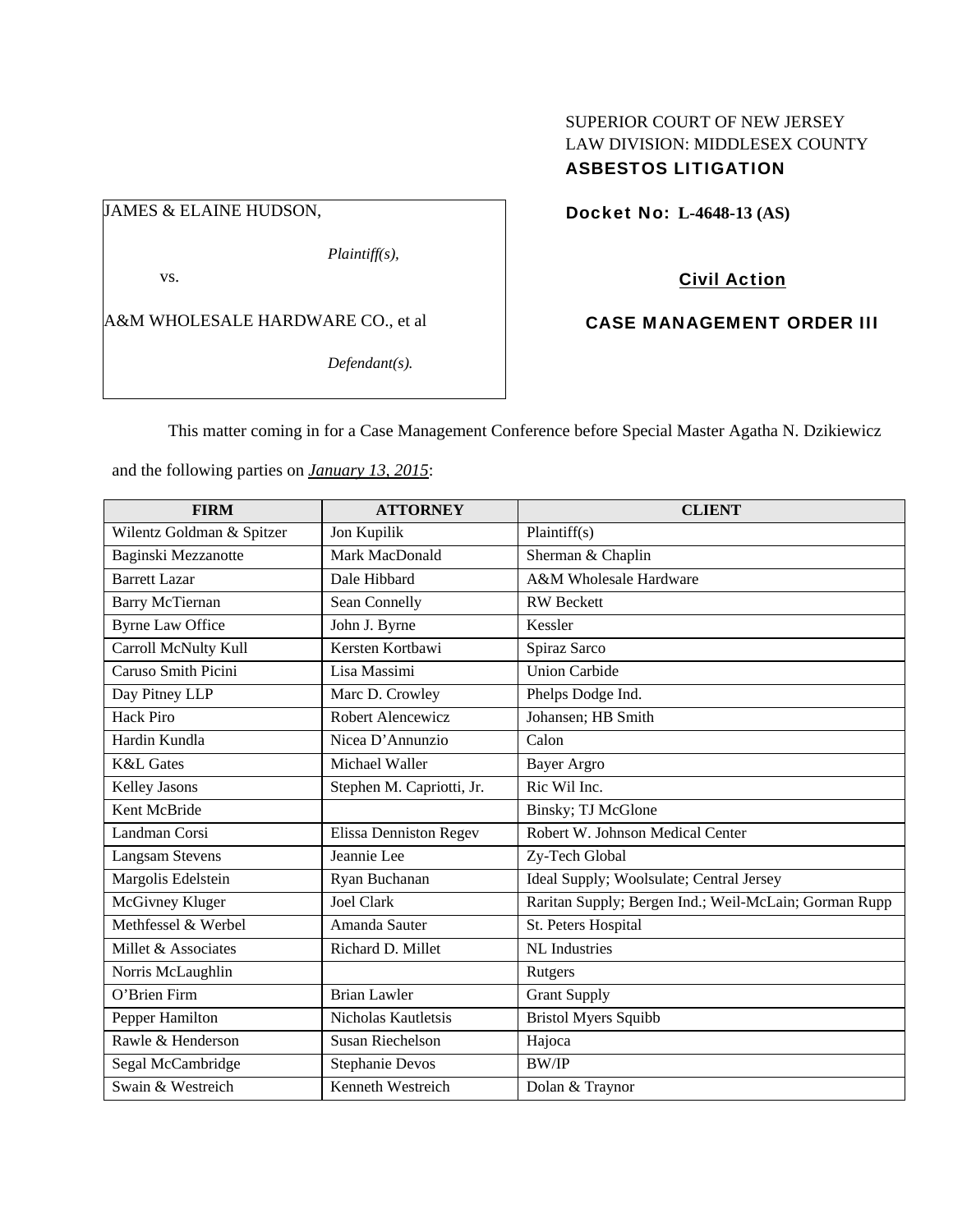SUPERIOR COURT OF NEW JERSEY
LAW DIVISION: MIDDLESEX COUNTY
**ASBESTOS LITIGATION**

JAMES & ELAINE HUDSON,

*Plaintiff(s),*

vs.

A&M WHOLESALE HARDWARE CO., et al

*Defendant(s).*

**Docket No: L-4648-13 (AS)**

**Civil Action**

**CASE MANAGEMENT ORDER III**

This matter coming in for a Case Management Conference before Special Master Agatha N. Dzikiewicz and the following parties on ***January 13, 2015***:

| FIRM | ATTORNEY | CLIENT |
|---|---|---|
| Wilentz Goldman & Spitzer | Jon Kupilik | Plaintiff(s) |
| Baginski Mezzanotte | Mark MacDonald | Sherman & Chaplin |
| Barrett Lazar | Dale Hibbard | A&M Wholesale Hardware |
| Barry McTiernan | Sean Connelly | RW Beckett |
| Byrne Law Office | John J. Byrne | Kessler |
| Carroll McNulty Kull | Kersten Kortbawi | Spiraz Sarco |
| Caruso Smith Picini | Lisa Massimi | Union Carbide |
| Day Pitney LLP | Marc D. Crowley | Phelps Dodge Ind. |
| Hack Piro | Robert Alencewicz | Johansen; HB Smith |
| Hardin Kundla | Nicea D'Annunzio | Calon |
| K&L Gates | Michael Waller | Bayer Argro |
| Kelley Jasons | Stephen M. Capriotti, Jr. | Ric Wil Inc. |
| Kent McBride | | Binsky; TJ McGlone |
| Landman Corsi | Elissa Denniston Regev | Robert W. Johnson Medical Center |
| Langsam Stevens | Jeannie Lee | Zy-Tech Global |
| Margolis Edelstein | Ryan Buchanan | Ideal Supply; Woolsulate; Central Jersey |
| McGivney Kluger | Joel Clark | Raritan Supply; Bergen Ind.; Weil-McLain; Gorman Rupp |
| Methfessel & Werbel | Amanda Sauter | St. Peters Hospital |
| Millet & Associates | Richard D. Millet | NL Industries |
| Norris McLaughlin | | Rutgers |
| O'Brien Firm | Brian Lawler | Grant Supply |
| Pepper Hamilton | Nicholas Kautletsis | Bristol Myers Squibb |
| Rawle & Henderson | Susan Riechelson | Hajoca |
| Segal McCambridge | Stephanie Devos | BW/IP |
| Swain & Westreich | Kenneth Westreich | Dolan & Traynor |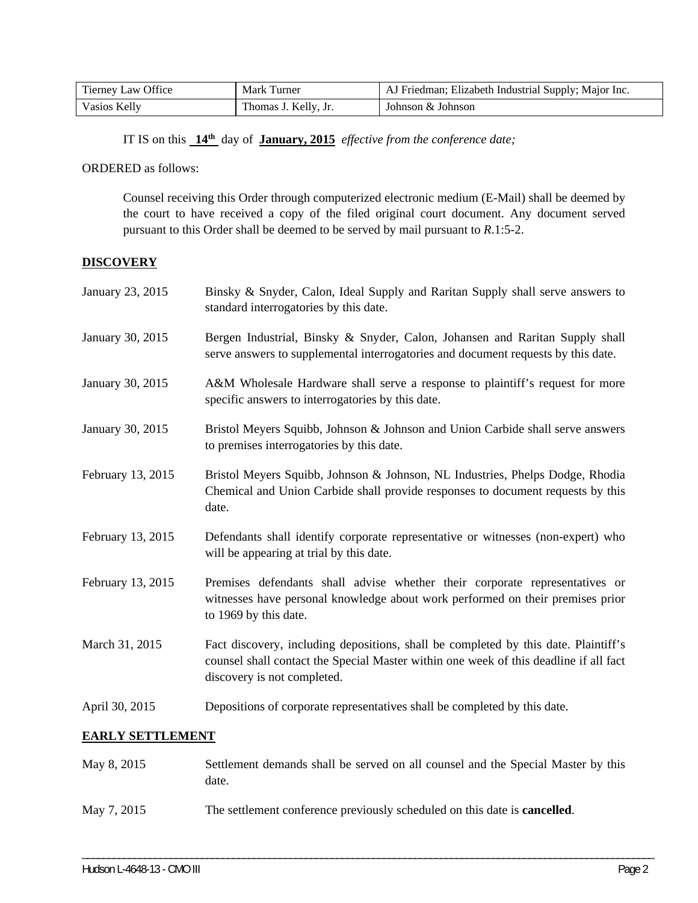| Tierney Law Office | Mark Turner | AJ Friedman; Elizabeth Industrial Supply; Major Inc. |
|---|---|---|
| Vasios Kelly | Thomas J. Kelly, Jr. | Johnson & Johnson |

IT IS on this **14th** day of **January, 2015** *effective from the conference date;*

ORDERED as follows:

Counsel receiving this Order through computerized electronic medium (E-Mail) shall be deemed by the court to have received a copy of the filed original court document. Any document served pursuant to this Order shall be deemed to be served by mail pursuant to *R*.1:5-2.

**DISCOVERY**

January 23, 2015 — Binsky & Snyder, Calon, Ideal Supply and Raritan Supply shall serve answers to standard interrogatories by this date.

January 30, 2015 — Bergen Industrial, Binsky & Snyder, Calon, Johansen and Raritan Supply shall serve answers to supplemental interrogatories and document requests by this date.

January 30, 2015 — A&M Wholesale Hardware shall serve a response to plaintiff's request for more specific answers to interrogatories by this date.

January 30, 2015 — Bristol Meyers Squibb, Johnson & Johnson and Union Carbide shall serve answers to premises interrogatories by this date.

February 13, 2015 — Bristol Meyers Squibb, Johnson & Johnson, NL Industries, Phelps Dodge, Rhodia Chemical and Union Carbide shall provide responses to document requests by this date.

February 13, 2015 — Defendants shall identify corporate representative or witnesses (non-expert) who will be appearing at trial by this date.

February 13, 2015 — Premises defendants shall advise whether their corporate representatives or witnesses have personal knowledge about work performed on their premises prior to 1969 by this date.

March 31, 2015 — Fact discovery, including depositions, shall be completed by this date. Plaintiff's counsel shall contact the Special Master within one week of this deadline if all fact discovery is not completed.

April 30, 2015 — Depositions of corporate representatives shall be completed by this date.

**EARLY SETTLEMENT**

May 8, 2015 — Settlement demands shall be served on all counsel and the Special Master by this date.

May 7, 2015 — The settlement conference previously scheduled on this date is **cancelled**.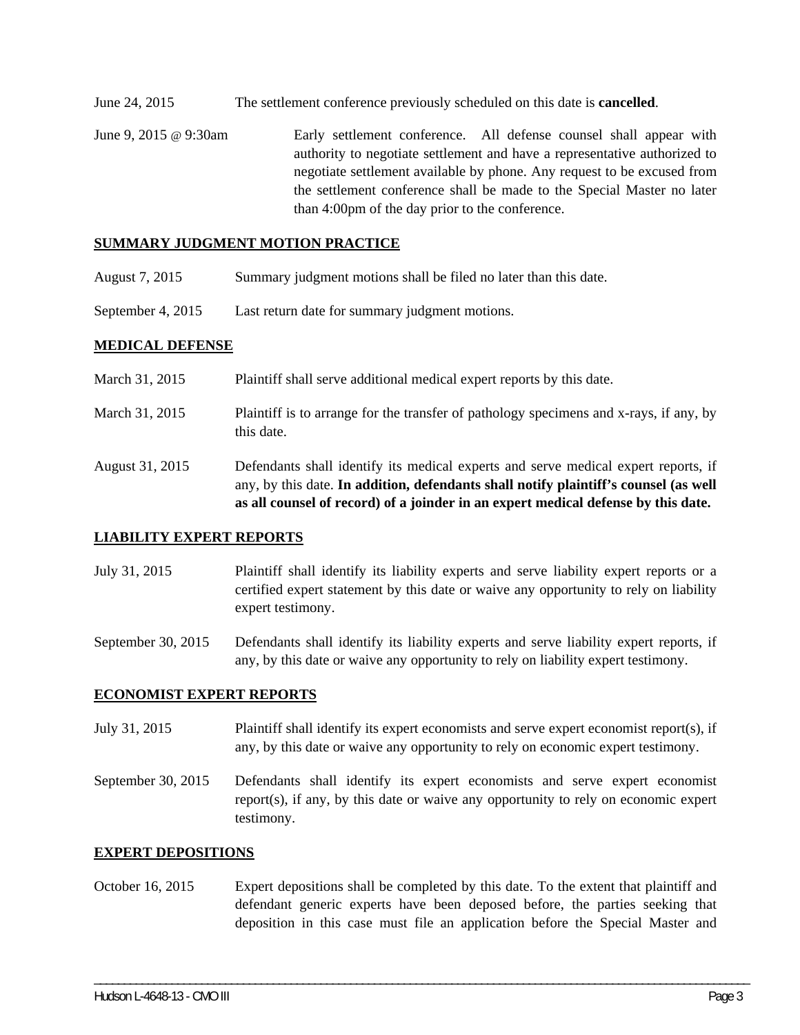June 24, 2015 The settlement conference previously scheduled on this date is **cancelled**.

June 9, 2015 @ 9:30am Early settlement conference. All defense counsel shall appear with authority to negotiate settlement and have a representative authorized to negotiate settlement available by phone. Any request to be excused from the settlement conference shall be made to the Special Master no later than 4:00pm of the day prior to the conference.

## SUMMARY JUDGMENT MOTION PRACTICE

August 7, 2015 Summary judgment motions shall be filed no later than this date.

September 4, 2015 Last return date for summary judgment motions.

## MEDICAL DEFENSE

March 31, 2015 Plaintiff shall serve additional medical expert reports by this date.

March 31, 2015 Plaintiff is to arrange for the transfer of pathology specimens and x-rays, if any, by this date.

August 31, 2015 Defendants shall identify its medical experts and serve medical expert reports, if any, by this date. **In addition, defendants shall notify plaintiff's counsel (as well as all counsel of record) of a joinder in an expert medical defense by this date.**

## LIABILITY EXPERT REPORTS

July 31, 2015 Plaintiff shall identify its liability experts and serve liability expert reports or a certified expert statement by this date or waive any opportunity to rely on liability expert testimony.

September 30, 2015 Defendants shall identify its liability experts and serve liability expert reports, if any, by this date or waive any opportunity to rely on liability expert testimony.

## ECONOMIST EXPERT REPORTS

July 31, 2015 Plaintiff shall identify its expert economists and serve expert economist report(s), if any, by this date or waive any opportunity to rely on economic expert testimony.

September 30, 2015 Defendants shall identify its expert economists and serve expert economist report(s), if any, by this date or waive any opportunity to rely on economic expert testimony.

## EXPERT DEPOSITIONS

October 16, 2015 Expert depositions shall be completed by this date. To the extent that plaintiff and defendant generic experts have been deposed before, the parties seeking that deposition in this case must file an application before the Special Master and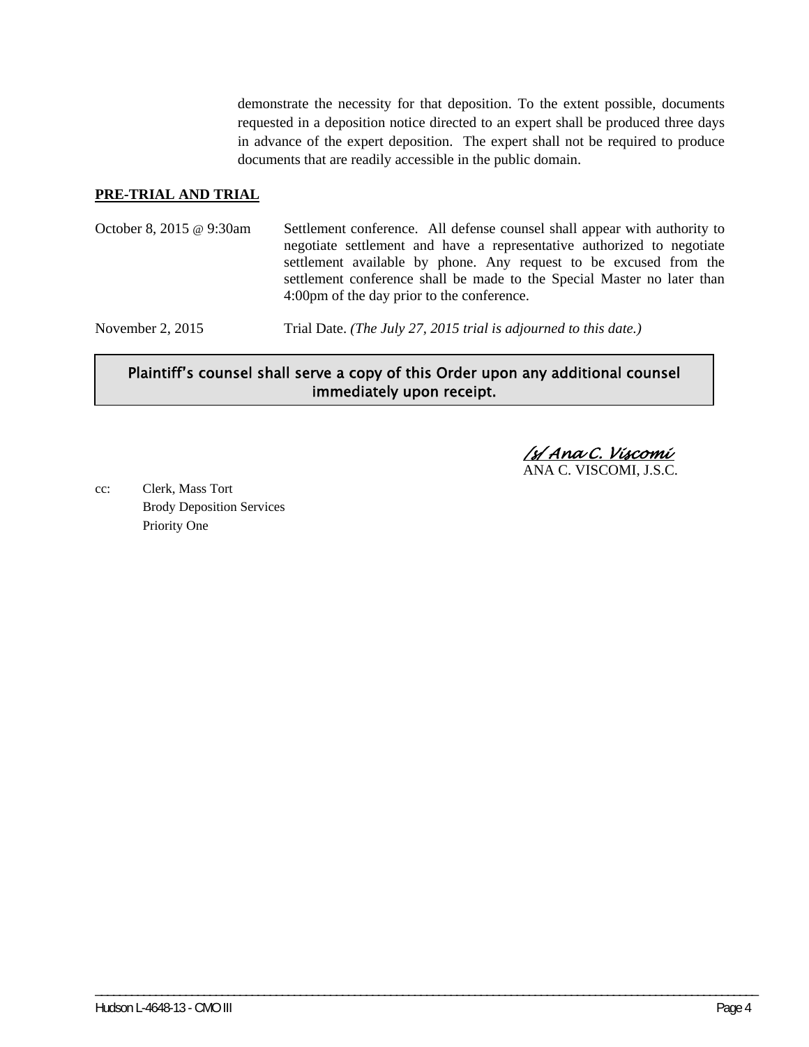demonstrate the necessity for that deposition. To the extent possible, documents requested in a deposition notice directed to an expert shall be produced three days in advance of the expert deposition. The expert shall not be required to produce documents that are readily accessible in the public domain.

**PRE-TRIAL AND TRIAL**

| | |
|---|---|
| October 8, 2015 @ 9:30am | Settlement conference. All defense counsel shall appear with authority to negotiate settlement and have a representative authorized to negotiate settlement available by phone. Any request to be excused from the settlement conference shall be made to the Special Master no later than 4:00pm of the day prior to the conference. |
| November 2, 2015 | Trial Date. *(The July 27, 2015 trial is adjourned to this date.)* |

**Plaintiff's counsel shall serve a copy of this Order upon any additional counsel immediately upon receipt.**

/s/ Ana C. Viscomi
ANA C. VISCOMI, J.S.C.

cc: Clerk, Mass Tort
Brody Deposition Services
Priority One